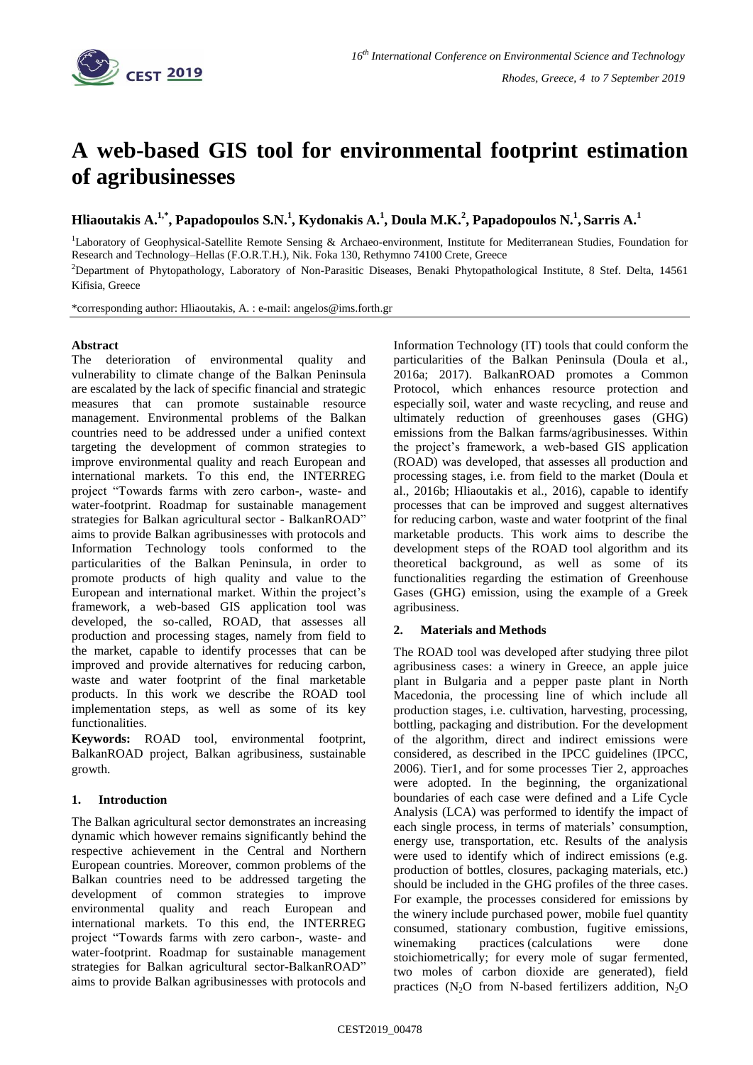# A web-based GIS tool for environmental footprint estimation of agribusinesses

**Hliaoutakis A.[1,*], Papadopoulos S.N.[1], Kydonakis A.[1], Doula M.K.[2], Papadopoulos N.[1], Sarris A.[1]**

[1]Laboratory of Geophysical-Satellite Remote Sensing & Archaeo-environment, Institute for Mediterranean Studies, Foundation for Research and Technology–Hellas (F.O.R.T.H.), Nik. Foka 130, Rethymno 74100 Crete, Greece

[2]Department of Phytopathology, Laboratory of Non-Parasitic Diseases, Benaki Phytopathological Institute, 8 Stef. Delta, 14561 Kifisia, Greece

*corresponding author: Hliaoutakis, A. : e-mail: angelos@ims.forth.gr

**Abstract**

The deterioration of environmental quality and vulnerability to climate change of the Balkan Peninsula are escalated by the lack of specific financial and strategic measures that can promote sustainable resource management. Environmental problems of the Balkan countries need to be addressed under a unified context targeting the development of common strategies to improve environmental quality and reach European and international markets. To this end, the INTERREG project "Towards farms with zero carbon-, waste- and water-footprint. Roadmap for sustainable management strategies for Balkan agricultural sector - BalkanROAD" aims to provide Balkan agribusinesses with protocols and Information Technology tools conformed to the particularities of the Balkan Peninsula, in order to promote products of high quality and value to the European and international market. Within the project's framework, a web-based GIS application tool was developed, the so-called, ROAD, that assesses all production and processing stages, namely from field to the market, capable to identify processes that can be improved and provide alternatives for reducing carbon, waste and water footprint of the final marketable products. In this work we describe the ROAD tool implementation steps, as well as some of its key functionalities.

**Keywords:** ROAD tool, environmental footprint, BalkanROAD project, Balkan agribusiness, sustainable growth.

## 1. Introduction

The Balkan agricultural sector demonstrates an increasing dynamic which however remains significantly behind the respective achievement in the Central and Northern European countries. Moreover, common problems of the Balkan countries need to be addressed targeting the development of common strategies to improve environmental quality and reach European and international markets. To this end, the INTERREG project "Towards farms with zero carbon-, waste- and water-footprint. Roadmap for sustainable management strategies for Balkan agricultural sector-BalkanROAD" aims to provide Balkan agribusinesses with protocols and Information Technology (IT) tools that could conform the particularities of the Balkan Peninsula (Doula et al., 2016a; 2017). BalkanROAD promotes a Common Protocol, which enhances resource protection and especially soil, water and waste recycling, and reuse and ultimately reduction of greenhouses gases (GHG) emissions from the Balkan farms/agribusinesses. Within the project's framework, a web-based GIS application (ROAD) was developed, that assesses all production and processing stages, i.e. from field to the market (Doula et al., 2016b; Hliaoutakis et al., 2016), capable to identify processes that can be improved and suggest alternatives for reducing carbon, waste and water footprint of the final marketable products. This work aims to describe the development steps of the ROAD tool algorithm and its theoretical background, as well as some of its functionalities regarding the estimation of Greenhouse Gases (GHG) emission, using the example of a Greek agribusiness.

## 2. Materials and Methods

The ROAD tool was developed after studying three pilot agribusiness cases: a winery in Greece, an apple juice plant in Bulgaria and a pepper paste plant in North Macedonia, the processing line of which include all production stages, i.e. cultivation, harvesting, processing, bottling, packaging and distribution. For the development of the algorithm, direct and indirect emissions were considered, as described in the IPCC guidelines (IPCC, 2006). Tier1, and for some processes Tier 2, approaches were adopted. In the beginning, the organizational boundaries of each case were defined and a Life Cycle Analysis (LCA) was performed to identify the impact of each single process, in terms of materials' consumption, energy use, transportation, etc. Results of the analysis were used to identify which of indirect emissions (e.g. production of bottles, closures, packaging materials, etc.) should be included in the GHG profiles of the three cases. For example, the processes considered for emissions by the winery include purchased power, mobile fuel quantity consumed, stationary combustion, fugitive emissions, winemaking practices (calculations were done stoichiometrically; for every mole of sugar fermented, two moles of carbon dioxide are generated), field practices ($N_2O$ from N-based fertilizers addition, $N_2O$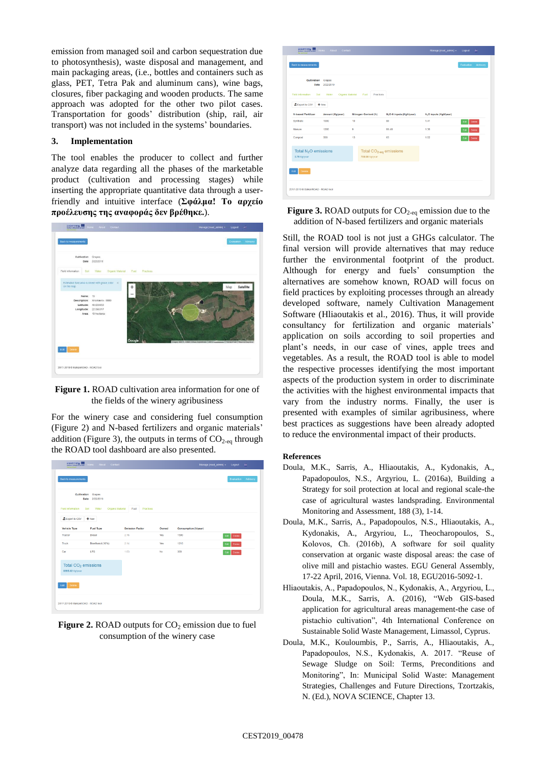emission from managed soil and carbon sequestration due to photosynthesis), waste disposal and management, and main packaging areas, (i.e., bottles and containers such as glass, PET, Tetra Pak and aluminum cans), wine bags, closures, fiber packaging and wooden products. The same approach was adopted for the other two pilot cases. Transportation for goods' distribution (ship, rail, air transport) was not included in the systems' boundaries.

## 3. Implementation

The tool enables the producer to collect and further analyze data regarding all the phases of the marketable product (cultivation and processing stages) while inserting the appropriate quantitative data through a user-friendly and intuitive interface (**Σφάλμα! Το αρχείο προέλευσης της αναφοράς δεν βρέθηκε.**).

**Figure 1.** ROAD cultivation area information for one of the fields of the winery agribusiness

For the winery case and considering fuel consumption (Figure 2) and N-based fertilizers and organic materials' addition (Figure 3), the outputs in terms of $CO_{2\text{-eq}}$ through the ROAD tool dashboard are also presented.

**Figure 2.** ROAD outputs for $CO_2$ emission due to fuel consumption of the winery case

**Figure 3.** ROAD outputs for $CO_{2\text{-eq}}$ emission due to the addition of N-based fertilizers and organic materials

Still, the ROAD tool is not just a GHGs calculator. The final version will provide alternatives that may reduce further the environmental footprint of the product. Although for energy and fuels' consumption the alternatives are somehow known, ROAD will focus on field practices by exploiting processes through an already developed software, namely Cultivation Management Software (Hliaoutakis et al., 2016). Thus, it will provide consultancy for fertilization and organic materials' application on soils according to soil properties and plant's needs, in our case of vines, apple trees and vegetables. As a result, the ROAD tool is able to model the respective processes identifying the most important aspects of the production system in order to discriminate the activities with the highest environmental impacts that vary from the industry norms. Finally, the user is presented with examples of similar agribusiness, where best practices as suggestions have been already adopted to reduce the environmental impact of their products.

### References

Doula, M.K., Sarris, A., Hliaoutakis, A., Kydonakis, A., Papadopoulos, N.S., Argyriou, L. (2016a), Building a Strategy for soil protection at local and regional scale-the case of agricultural wastes landspreading. Environmental Monitoring and Assessment, 188 (3), 1-14.

Doula, M.K., Sarris, A., Papadopoulos, N.S., Hliaoutakis, A., Kydonakis, A., Argyriou, L., Theocharopoulos, S., Kolovos, Ch. (2016b), A software for soil quality conservation at organic waste disposal areas: the case of olive mill and pistachio wastes. EGU General Assembly, 17-22 April, 2016, Vienna. Vol. 18, EGU2016-5092-1.

Hliaoutakis, A., Papadopoulos, N., Kydonakis, A., Argyriou, L., Doula, M.K., Sarris, A. (2016), "Web GIS-based application for agricultural areas management-the case of pistachio cultivation", 4th International Conference on Sustainable Solid Waste Management, Limassol, Cyprus.

Doula, M.K., Kouloumbis, P., Sarris, A., Hliaoutakis, A., Papadopoulos, N.S., Kydonakis, A. 2017. "Reuse of Sewage Sludge on Soil: Terms, Preconditions and Monitoring", In: Municipal Solid Waste: Management Strategies, Challenges and Future Directions, Tzortzakis, N. (Ed.), NOVA SCIENCE, Chapter 13.